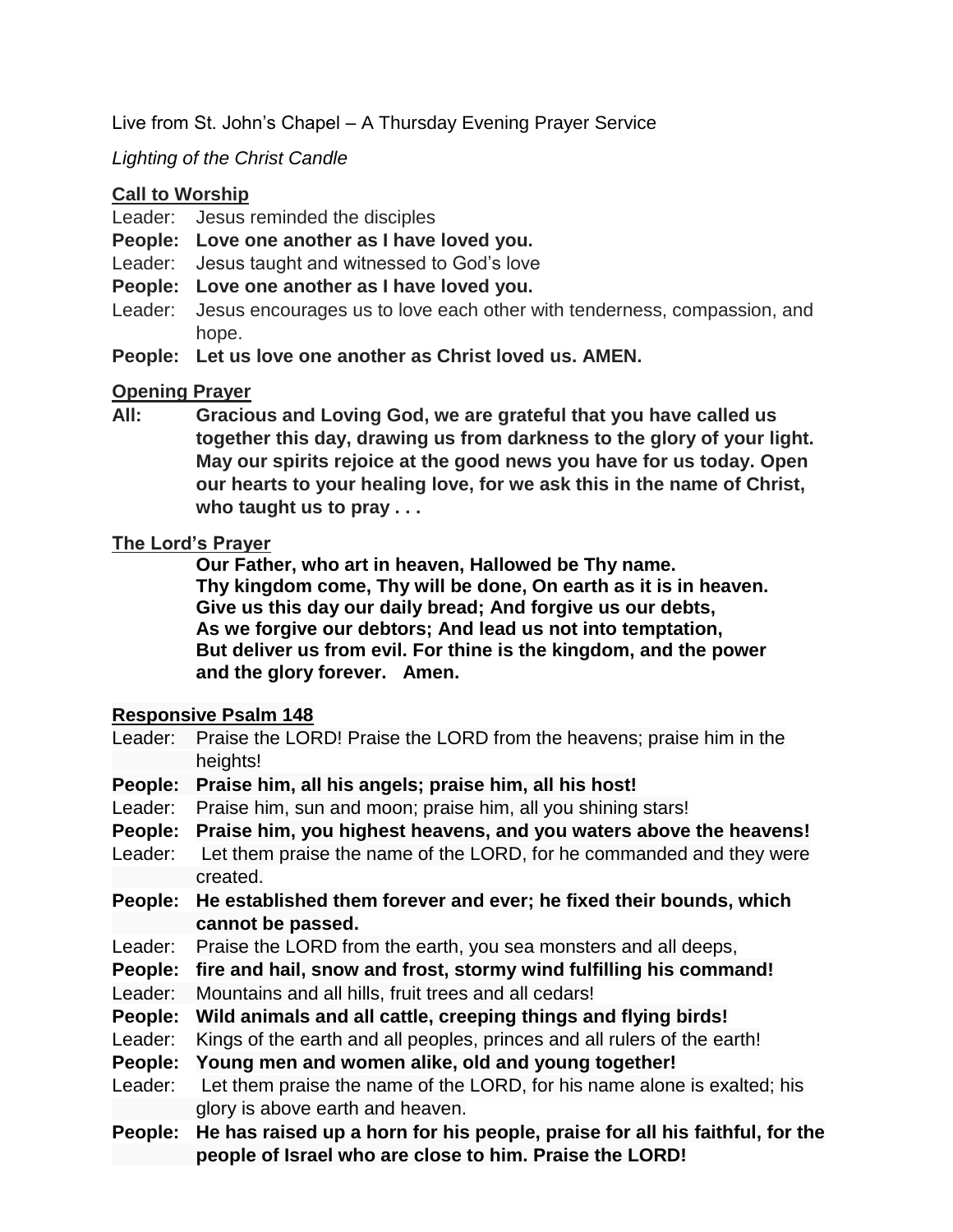Live from St. John's Chapel – A Thursday Evening Prayer Service

*Lighting of the Christ Candle*

**Call to Worship**

Leader: Jesus reminded the disciples

**People: Love one another as I have loved you.**

Leader: Jesus taught and witnessed to God's love

**People: Love one another as I have loved you.**

Leader: Jesus encourages us to love each other with tenderness, compassion, and hope.

**People: Let us love one another as Christ loved us. AMEN.**

**Opening Prayer**

**All: Gracious and Loving God, we are grateful that you have called us together this day, drawing us from darkness to the glory of your light. May our spirits rejoice at the good news you have for us today. Open our hearts to your healing love, for we ask this in the name of Christ, who taught us to pray . . .**

**The Lord's Prayer**

**Our Father, who art in heaven, Hallowed be Thy name.**
**Thy kingdom come, Thy will be done, On earth as it is in heaven.**
**Give us this day our daily bread; And forgive us our debts,**
**As we forgive our debtors; And lead us not into temptation,**
**But deliver us from evil. For thine is the kingdom, and the power and the glory forever. Amen.**

**Responsive Psalm 148**

Leader: Praise the LORD! Praise the LORD from the heavens; praise him in the heights!

**People: Praise him, all his angels; praise him, all his host!**

Leader: Praise him, sun and moon; praise him, all you shining stars!

**People: Praise him, you highest heavens, and you waters above the heavens!**

Leader: Let them praise the name of the LORD, for he commanded and they were created.

**People: He established them forever and ever; he fixed their bounds, which cannot be passed.**

Leader: Praise the LORD from the earth, you sea monsters and all deeps,

**People: fire and hail, snow and frost, stormy wind fulfilling his command!**

Leader: Mountains and all hills, fruit trees and all cedars!

**People: Wild animals and all cattle, creeping things and flying birds!**

Leader: Kings of the earth and all peoples, princes and all rulers of the earth!

**People: Young men and women alike, old and young together!**

Leader: Let them praise the name of the LORD, for his name alone is exalted; his glory is above earth and heaven.

**People: He has raised up a horn for his people, praise for all his faithful, for the people of Israel who are close to him. Praise the LORD!**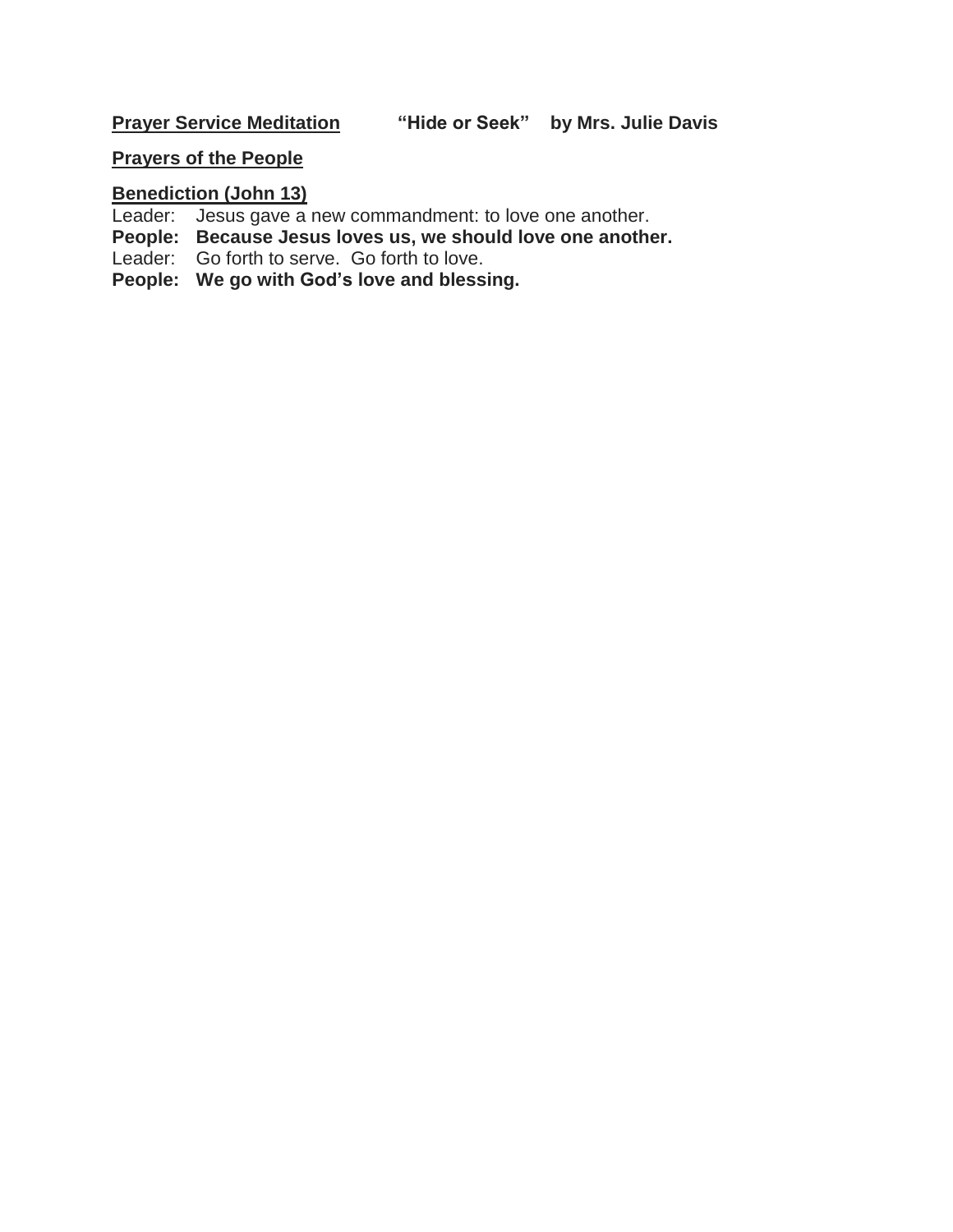**<u>Prayer Service Meditation</u>**  **"Hide or Seek"**  **by Mrs. Julie Davis**

**<u>Prayers of the People</u>**

**<u>Benediction (John 13)</u>**

Leader: Jesus gave a new commandment: to love one another.

**People: Because Jesus loves us, we should love one another.**

Leader: Go forth to serve. Go forth to love.

**People: We go with God's love and blessing.**